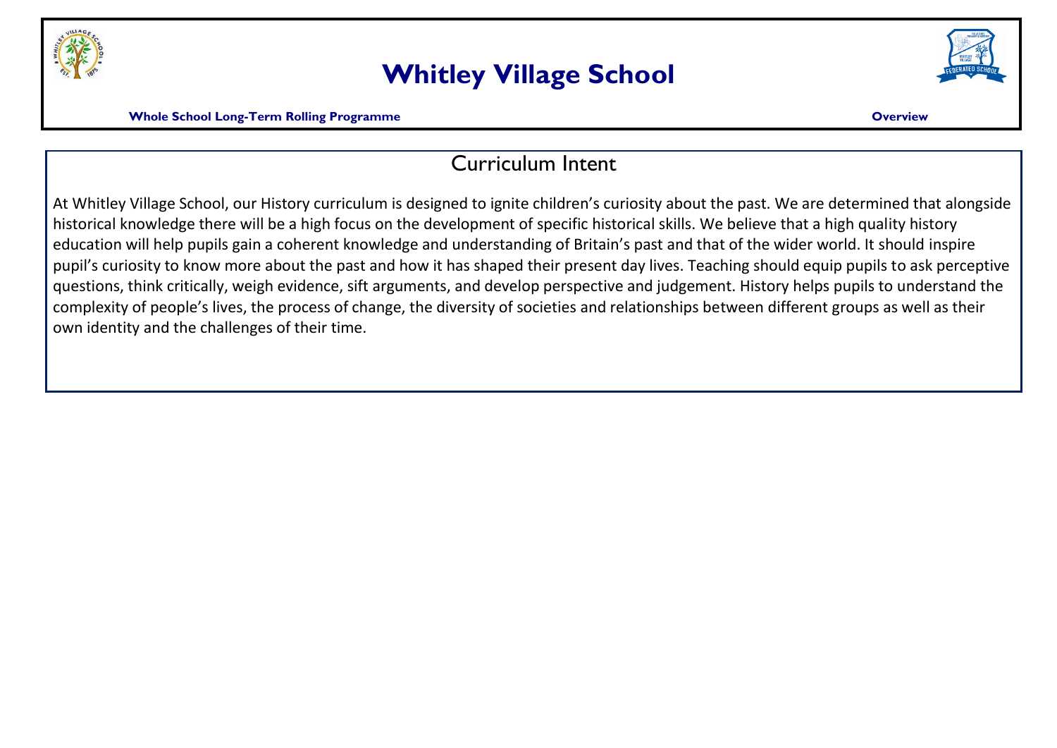# Whitley Village School

**Whole School Long-Term Rolling Programme** **Overview**

## Curriculum Intent

At Whitley Village School, our History curriculum is designed to ignite children's curiosity about the past. We are determined that alongside historical knowledge there will be a high focus on the development of specific historical skills. We believe that a high quality history education will help pupils gain a coherent knowledge and understanding of Britain's past and that of the wider world. It should inspire pupil's curiosity to know more about the past and how it has shaped their present day lives. Teaching should equip pupils to ask perceptive questions, think critically, weigh evidence, sift arguments, and develop perspective and judgement. History helps pupils to understand the complexity of people's lives, the process of change, the diversity of societies and relationships between different groups as well as their own identity and the challenges of their time.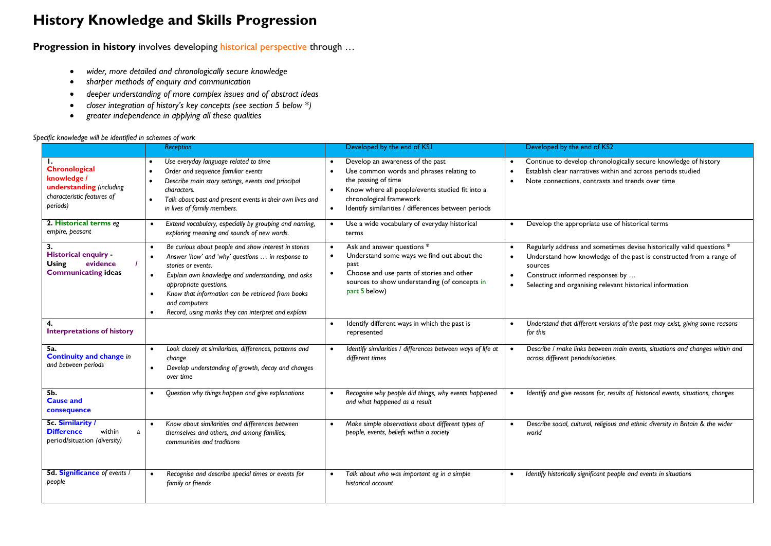# History Knowledge and Skills Progression

**Progression in history** involves developing historical perspective through …

- *wider, more detailed and chronologically secure knowledge*
- *sharper methods of enquiry and communication*
- *deeper understanding of more complex issues and of abstract ideas*
- *closer integration of history's key concepts (see section 5 below \*)*
- *greater independence in applying all these qualities*

*Specific knowledge will be identified in schemes of work*

| | *Reception* | Developed by the end of KS1 | Developed by the end of KS2 |
|---|---|---|---|
| **1. Chronological knowledge / understanding** *(including characteristic features of periods)* | • *Use everyday language related to time*<br>• *Order and sequence familiar events*<br>• *Describe main story settings, events and principal characters.*<br>• *Talk about past and present events in their own lives and in lives of family members.* | • Develop an awareness of the past<br>• Use common words and phrases relating to the passing of time<br>• Know where all people/events studied fit into a chronological framework<br>• Identify similarities / differences between periods | • Continue to develop chronologically secure knowledge of history<br>• Establish clear narratives within and across periods studied<br>• Note connections, contrasts and trends over time |
| **2. Historical terms** *eg empire, peasant* | • *Extend vocabulary, especially by grouping and naming, exploring meaning and sounds of new words.* | • Use a wide vocabulary of everyday historical terms | • Develop the appropriate use of historical terms |
| **3. Historical enquiry - Using evidence / Communicating ideas** | • *Be curious about people and show interest in stories*<br>• *Answer 'how' and 'why' questions … in response to stories or events.*<br>• *Explain own knowledge and understanding, and asks appropriate questions.*<br>• *Know that information can be retrieved from books and computers*<br>• *Record, using marks they can interpret and explain* | • Ask and answer questions \*<br>• Understand some ways we find out about the past<br>• Choose and use parts of stories and other sources to show understanding (of concepts in part 5 below) | • Regularly address and sometimes devise historically valid questions \*<br>• Understand how knowledge of the past is constructed from a range of sources<br>• Construct informed responses by …<br>• Selecting and organising relevant historical information |
| **4. Interpretations of history** | | • Identify different ways in which the past is represented | • *Understand that different versions of the past may exist, giving some reasons for this* |
| **5a. Continuity and change** *in and between periods* | • *Look closely at similarities, differences, patterns and change*<br>• *Develop understanding of growth, decay and changes over time* | • *Identify similarities / differences between ways of life at different times* | • *Describe / make links between main events, situations and changes within and across different periods/societies* |
| **5b. Cause and consequence** | • *Question why things happen and give explanations* | • *Recognise why people did things, why events happened and what happened as a result* | • *Identify and give reasons for, results of, historical events, situations, changes* |
| **5c. Similarity / Difference** within a period/situation *(diversity)* | • *Know about similarities and differences between themselves and others, and among families, communities and traditions* | • *Make simple observations about different types of people, events, beliefs within a society* | • *Describe social, cultural, religious and ethnic diversity in Britain & the wider world* |
| **5d. Significance** *of events / people* | • *Recognise and describe special times or events for family or friends* | • *Talk about who was important eg in a simple historical account* | • *Identify historically significant people and events in situations* |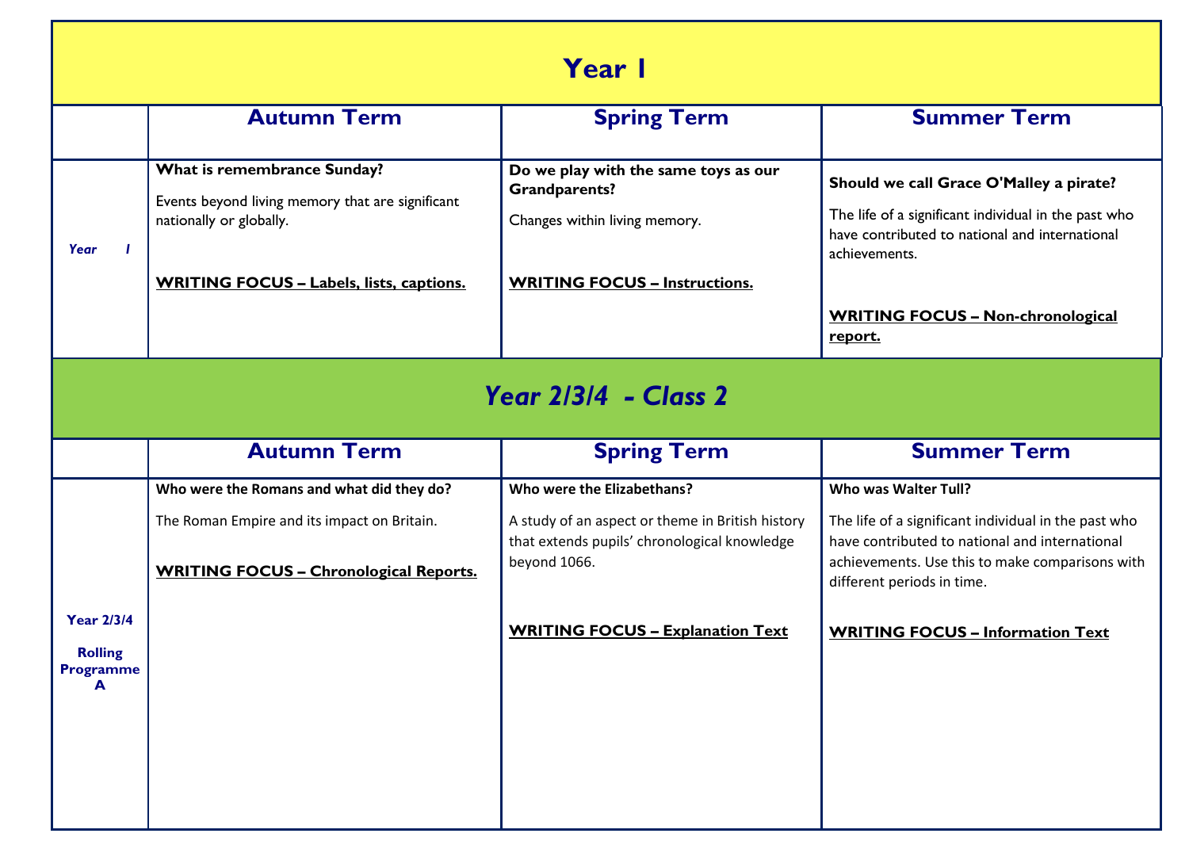# Year 1

| | Autumn Term | Spring Term | Summer Term |
|---|---|---|---|
| *Year 1* | **What is remembrance Sunday?**<br><br>Events beyond living memory that are significant nationally or globally.<br><br>**WRITING FOCUS – Labels, lists, captions.** | **Do we play with the same toys as our Grandparents?**<br><br>Changes within living memory.<br><br>**WRITING FOCUS – Instructions.** | **Should we call Grace O'Malley a pirate?**<br><br>The life of a significant individual in the past who have contributed to national and international achievements.<br><br>**WRITING FOCUS – Non-chronological report.** |

# *Year 2/3/4 - Class 2*

| | Autumn Term | Spring Term | Summer Term |
|---|---|---|---|
| **Year 2/3/4**<br><br>**Rolling Programme A** | **Who were the Romans and what did they do?**<br><br>The Roman Empire and its impact on Britain.<br><br>**WRITING FOCUS – Chronological Reports.** | **Who were the Elizabethans?**<br><br>A study of an aspect or theme in British history that extends pupils' chronological knowledge beyond 1066.<br><br>**WRITING FOCUS – Explanation Text** | **Who was Walter Tull?**<br><br>The life of a significant individual in the past who have contributed to national and international achievements. Use this to make comparisons with different periods in time.<br><br>**WRITING FOCUS – Information Text** |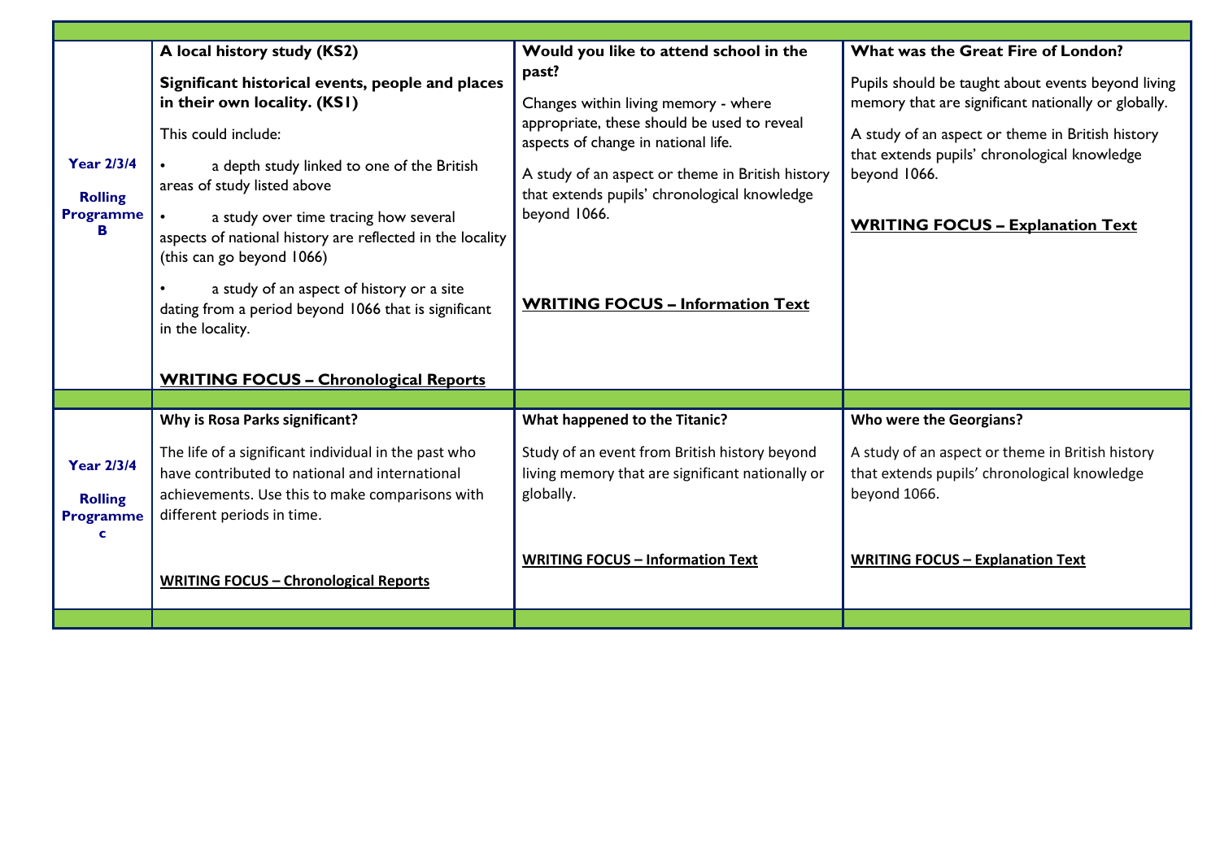| | | | |
|---|---|---|---|
| **Year 2/3/4**<br><br>**Rolling Programme B** | **A local history study (KS2)**<br><br>**Significant historical events, people and places in their own locality. (KS1)**<br><br>This could include:<br><br>• a depth study linked to one of the British areas of study listed above<br><br>• a study over time tracing how several aspects of national history are reflected in the locality (this can go beyond 1066)<br><br>• a study of an aspect of history or a site dating from a period beyond 1066 that is significant in the locality.<br><br>**WRITING FOCUS – Chronological Reports** | **Would you like to attend school in the past?**<br><br>Changes within living memory - where appropriate, these should be used to reveal aspects of change in national life.<br><br>A study of an aspect or theme in British history that extends pupils' chronological knowledge beyond 1066.<br><br>**WRITING FOCUS – Information Text** | **What was the Great Fire of London?**<br><br>Pupils should be taught about events beyond living memory that are significant nationally or globally.<br><br>A study of an aspect or theme in British history that extends pupils' chronological knowledge beyond 1066.<br><br>**WRITING FOCUS – Explanation Text** |
| | | | |
| **Year 2/3/4**<br><br>**Rolling Programme c** | **Why is Rosa Parks significant?**<br><br>The life of a significant individual in the past who have contributed to national and international achievements. Use this to make comparisons with different periods in time.<br><br>**WRITING FOCUS – Chronological Reports** | **What happened to the Titanic?**<br><br>Study of an event from British history beyond living memory that are significant nationally or globally.<br><br>**WRITING FOCUS – Information Text** | **Who were the Georgians?**<br><br>A study of an aspect or theme in British history that extends pupils' chronological knowledge beyond 1066.<br><br>**WRITING FOCUS – Explanation Text** |
| | | | |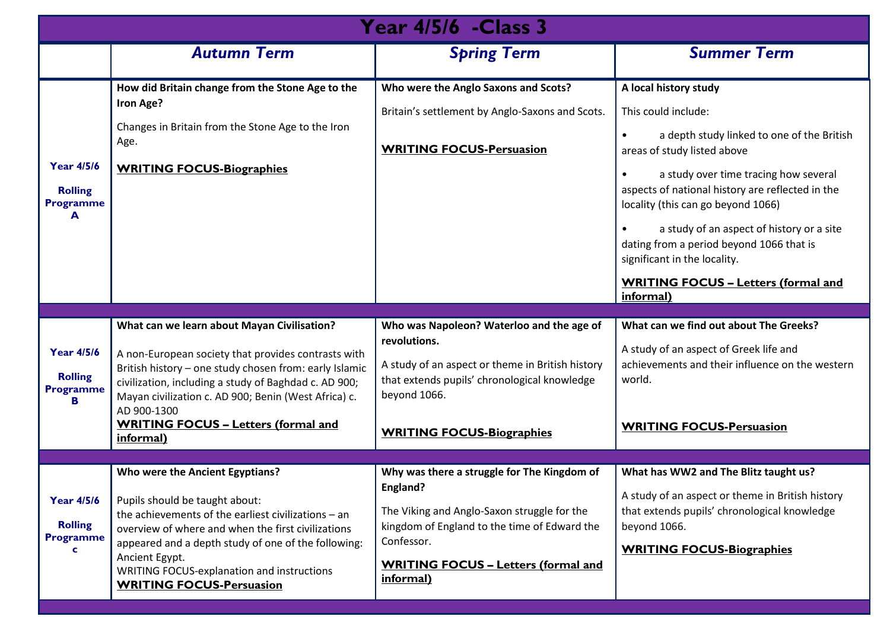| Year 4/5/6 -Class 3 | | | |
|---|---|---|---|
| | ***Autumn Term*** | ***Spring Term*** | ***Summer Term*** |
| **Year 4/5/6 Rolling Programme A** | **How did Britain change from the Stone Age to the Iron Age?**<br><br>Changes in Britain from the Stone Age to the Iron Age.<br><br>**WRITING FOCUS-Biographies** | **Who were the Anglo Saxons and Scots?**<br><br>Britain's settlement by Anglo-Saxons and Scots.<br><br>**WRITING FOCUS-Persuasion** | **A local history study**<br><br>This could include:<br><br>• a depth study linked to one of the British areas of study listed above<br><br>• a study over time tracing how several aspects of national history are reflected in the locality (this can go beyond 1066)<br><br>• a study of an aspect of history or a site dating from a period beyond 1066 that is significant in the locality.<br><br>**WRITING FOCUS – Letters (formal and informal)** |
| **Year 4/5/6 Rolling Programme B** | **What can we learn about Mayan Civilisation?**<br><br>A non-European society that provides contrasts with British history – one study chosen from: early Islamic civilization, including a study of Baghdad c. AD 900; Mayan civilization c. AD 900; Benin (West Africa) c. AD 900-1300<br>**WRITING FOCUS – Letters (formal and informal)** | **Who was Napoleon? Waterloo and the age of revolutions.**<br><br>A study of an aspect or theme in British history that extends pupils' chronological knowledge beyond 1066.<br><br>**WRITING FOCUS-Biographies** | **What can we find out about The Greeks?**<br><br>A study of an aspect of Greek life and achievements and their influence on the western world.<br><br>**WRITING FOCUS-Persuasion** |
| **Year 4/5/6 Rolling Programme c** | **Who were the Ancient Egyptians?**<br><br>Pupils should be taught about:<br>the achievements of the earliest civilizations – an overview of where and when the first civilizations appeared and a depth study of one of the following: Ancient Egypt.<br>WRITING FOCUS-explanation and instructions<br>**WRITING FOCUS-Persuasion** | **Why was there a struggle for The Kingdom of England?**<br><br>The Viking and Anglo-Saxon struggle for the kingdom of England to the time of Edward the Confessor.<br><br>**WRITING FOCUS – Letters (formal and informal)** | **What has WW2 and The Blitz taught us?**<br><br>A study of an aspect or theme in British history that extends pupils' chronological knowledge beyond 1066.<br><br>**WRITING FOCUS-Biographies** |